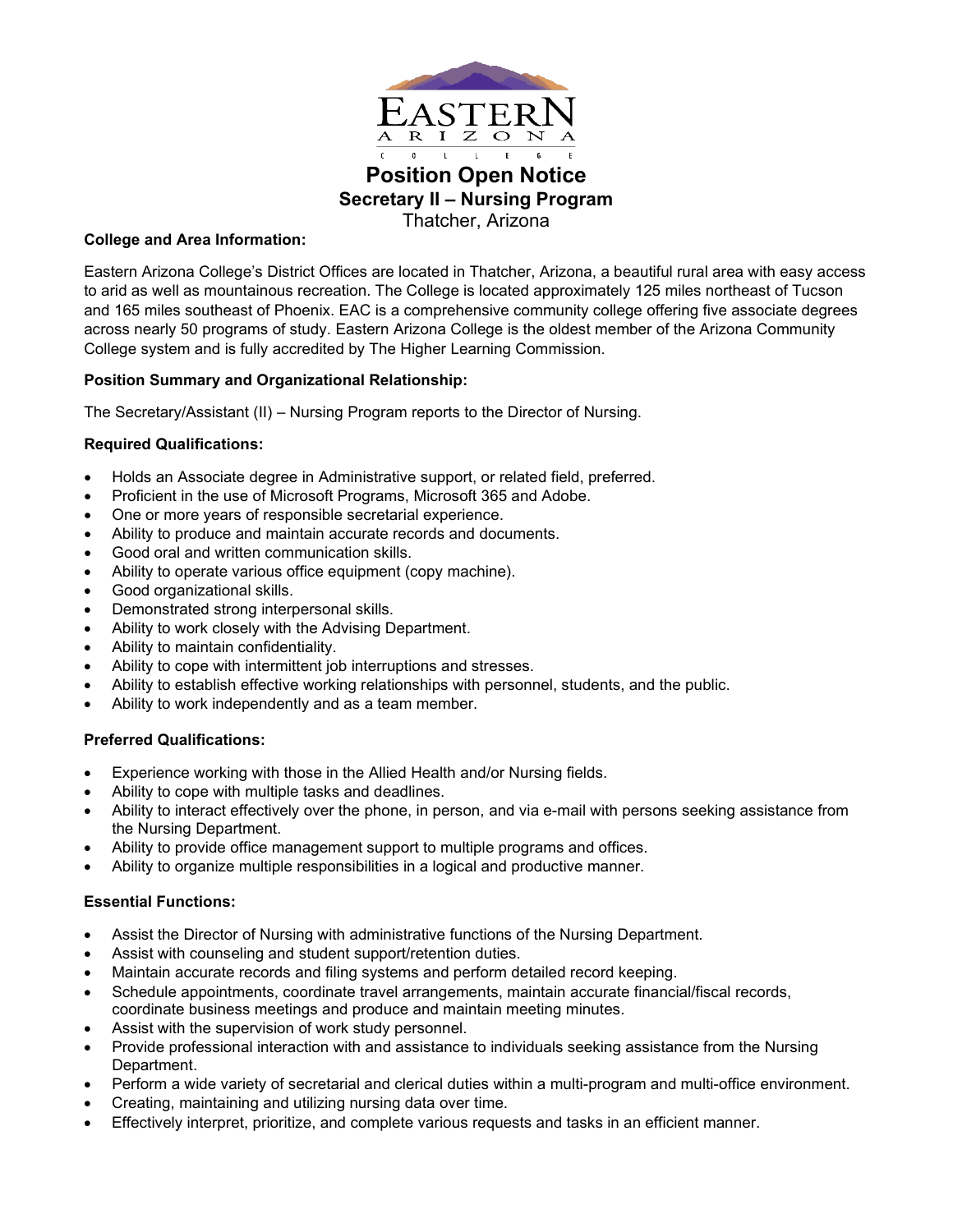# Position Open Notice

## Secretary II – Nursing Program

Thatcher, Arizona

**College and Area Information:**

Eastern Arizona College's District Offices are located in Thatcher, Arizona, a beautiful rural area with easy access to arid as well as mountainous recreation. The College is located approximately 125 miles northeast of Tucson and 165 miles southeast of Phoenix. EAC is a comprehensive community college offering five associate degrees across nearly 50 programs of study. Eastern Arizona College is the oldest member of the Arizona Community College system and is fully accredited by The Higher Learning Commission.

**Position Summary and Organizational Relationship:**

The Secretary/Assistant (II) – Nursing Program reports to the Director of Nursing.

**Required Qualifications:**

- Holds an Associate degree in Administrative support, or related field, preferred.
- Proficient in the use of Microsoft Programs, Microsoft 365 and Adobe.
- One or more years of responsible secretarial experience.
- Ability to produce and maintain accurate records and documents.
- Good oral and written communication skills.
- Ability to operate various office equipment (copy machine).
- Good organizational skills.
- Demonstrated strong interpersonal skills.
- Ability to work closely with the Advising Department.
- Ability to maintain confidentiality.
- Ability to cope with intermittent job interruptions and stresses.
- Ability to establish effective working relationships with personnel, students, and the public.
- Ability to work independently and as a team member.

**Preferred Qualifications:**

- Experience working with those in the Allied Health and/or Nursing fields.
- Ability to cope with multiple tasks and deadlines.
- Ability to interact effectively over the phone, in person, and via e-mail with persons seeking assistance from the Nursing Department.
- Ability to provide office management support to multiple programs and offices.
- Ability to organize multiple responsibilities in a logical and productive manner.

**Essential Functions:**

- Assist the Director of Nursing with administrative functions of the Nursing Department.
- Assist with counseling and student support/retention duties.
- Maintain accurate records and filing systems and perform detailed record keeping.
- Schedule appointments, coordinate travel arrangements, maintain accurate financial/fiscal records, coordinate business meetings and produce and maintain meeting minutes.
- Assist with the supervision of work study personnel.
- Provide professional interaction with and assistance to individuals seeking assistance from the Nursing Department.
- Perform a wide variety of secretarial and clerical duties within a multi-program and multi-office environment.
- Creating, maintaining and utilizing nursing data over time.
- Effectively interpret, prioritize, and complete various requests and tasks in an efficient manner.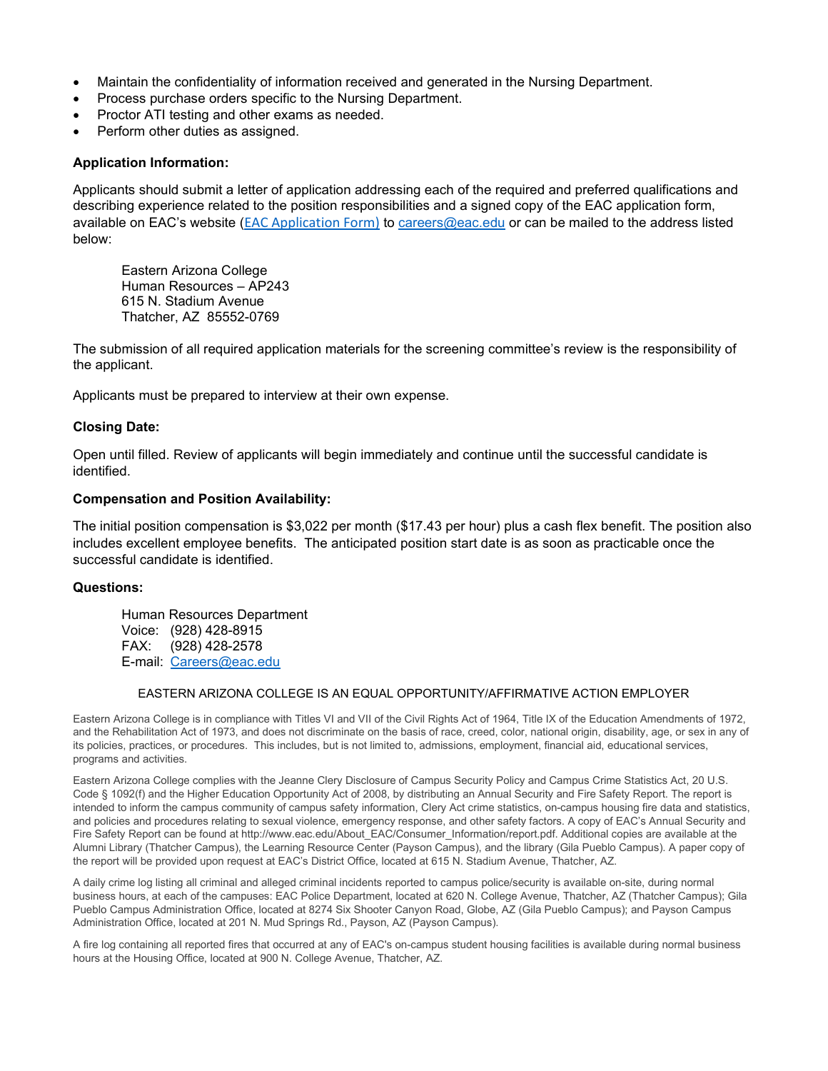- Maintain the confidentiality of information received and generated in the Nursing Department.
- Process purchase orders specific to the Nursing Department.
- Proctor ATI testing and other exams as needed.
- Perform other duties as assigned.

**Application Information:**

Applicants should submit a letter of application addressing each of the required and preferred qualifications and describing experience related to the position responsibilities and a signed copy of the EAC application form, available on EAC's website (EAC Application Form) to careers@eac.edu or can be mailed to the address listed below:

> Eastern Arizona College
> Human Resources – AP243
> 615 N. Stadium Avenue
> Thatcher, AZ 85552-0769

The submission of all required application materials for the screening committee's review is the responsibility of the applicant.

Applicants must be prepared to interview at their own expense.

**Closing Date:**

Open until filled. Review of applicants will begin immediately and continue until the successful candidate is identified.

**Compensation and Position Availability:**

The initial position compensation is $3,022 per month ($17.43 per hour) plus a cash flex benefit. The position also includes excellent employee benefits. The anticipated position start date is as soon as practicable once the successful candidate is identified.

**Questions:**

> Human Resources Department
> Voice: (928) 428-8915
> FAX: (928) 428-2578
> E-mail: Careers@eac.edu

EASTERN ARIZONA COLLEGE IS AN EQUAL OPPORTUNITY/AFFIRMATIVE ACTION EMPLOYER

Eastern Arizona College is in compliance with Titles VI and VII of the Civil Rights Act of 1964, Title IX of the Education Amendments of 1972, and the Rehabilitation Act of 1973, and does not discriminate on the basis of race, creed, color, national origin, disability, age, or sex in any of its policies, practices, or procedures. This includes, but is not limited to, admissions, employment, financial aid, educational services, programs and activities.

Eastern Arizona College complies with the Jeanne Clery Disclosure of Campus Security Policy and Campus Crime Statistics Act, 20 U.S. Code § 1092(f) and the Higher Education Opportunity Act of 2008, by distributing an Annual Security and Fire Safety Report. The report is intended to inform the campus community of campus safety information, Clery Act crime statistics, on-campus housing fire data and statistics, and policies and procedures relating to sexual violence, emergency response, and other safety factors. A copy of EAC's Annual Security and Fire Safety Report can be found at http://www.eac.edu/About_EAC/Consumer_Information/report.pdf. Additional copies are available at the Alumni Library (Thatcher Campus), the Learning Resource Center (Payson Campus), and the library (Gila Pueblo Campus). A paper copy of the report will be provided upon request at EAC's District Office, located at 615 N. Stadium Avenue, Thatcher, AZ.

A daily crime log listing all criminal and alleged criminal incidents reported to campus police/security is available on-site, during normal business hours, at each of the campuses: EAC Police Department, located at 620 N. College Avenue, Thatcher, AZ (Thatcher Campus); Gila Pueblo Campus Administration Office, located at 8274 Six Shooter Canyon Road, Globe, AZ (Gila Pueblo Campus); and Payson Campus Administration Office, located at 201 N. Mud Springs Rd., Payson, AZ (Payson Campus).

A fire log containing all reported fires that occurred at any of EAC's on-campus student housing facilities is available during normal business hours at the Housing Office, located at 900 N. College Avenue, Thatcher, AZ.